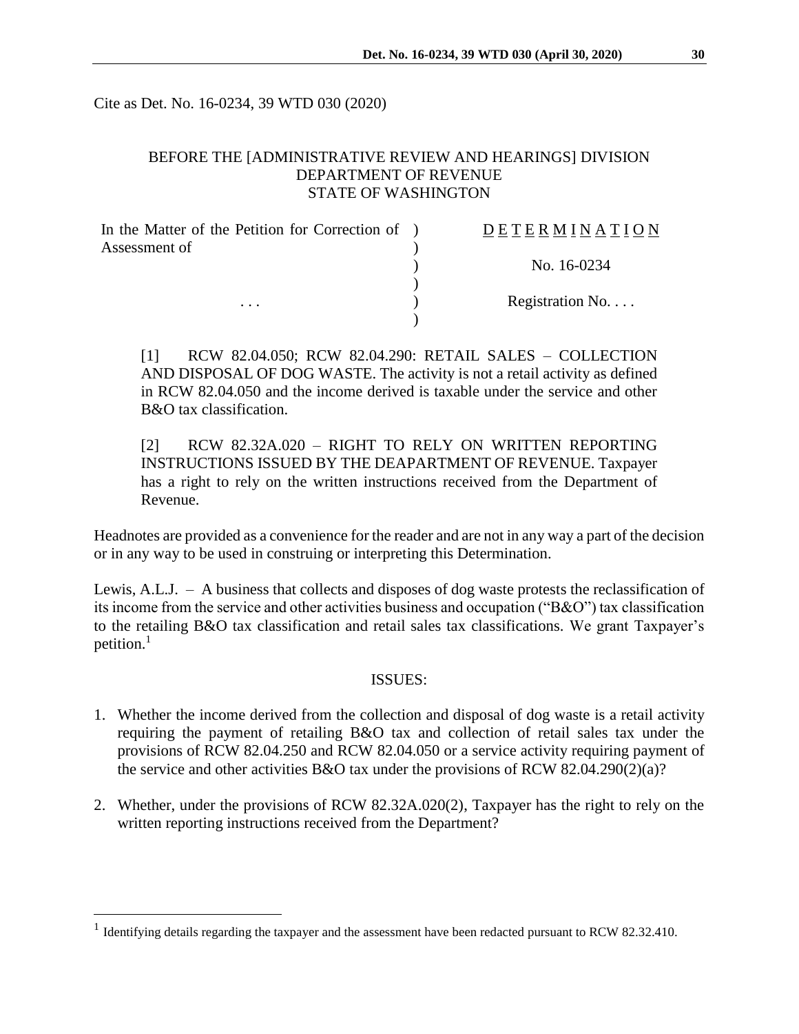Cite as Det. No. 16-0234, 39 WTD 030 (2020)

BEFORE THE [ADMINISTRATIVE REVIEW AND HEARINGS] DIVISION
DEPARTMENT OF REVENUE
STATE OF WASHINGTON

| | | |
|---|---|---|
| In the Matter of the Petition for Correction of Assessment of | ) ) | D E T E R M I N A T I O N |
| | ) ) | No. 16-0234 |
| . . . | ) ) | Registration No. . . . |

[1] RCW 82.04.050; RCW 82.04.290: RETAIL SALES – COLLECTION AND DISPOSAL OF DOG WASTE. The activity is not a retail activity as defined in RCW 82.04.050 and the income derived is taxable under the service and other B&O tax classification.

[2] RCW 82.32A.020 – RIGHT TO RELY ON WRITTEN REPORTING INSTRUCTIONS ISSUED BY THE DEAPARTMENT OF REVENUE. Taxpayer has a right to rely on the written instructions received from the Department of Revenue.

Headnotes are provided as a convenience for the reader and are not in any way a part of the decision or in any way to be used in construing or interpreting this Determination.

Lewis, A.L.J. – A business that collects and disposes of dog waste protests the reclassification of its income from the service and other activities business and occupation ("B&O") tax classification to the retailing B&O tax classification and retail sales tax classifications. We grant Taxpayer's petition.[1]

## ISSUES:

1. Whether the income derived from the collection and disposal of dog waste is a retail activity requiring the payment of retailing B&O tax and collection of retail sales tax under the provisions of RCW 82.04.250 and RCW 82.04.050 or a service activity requiring payment of the service and other activities B&O tax under the provisions of RCW 82.04.290(2)(a)?

2. Whether, under the provisions of RCW 82.32A.020(2), Taxpayer has the right to rely on the written reporting instructions received from the Department?

[1] Identifying details regarding the taxpayer and the assessment have been redacted pursuant to RCW 82.32.410.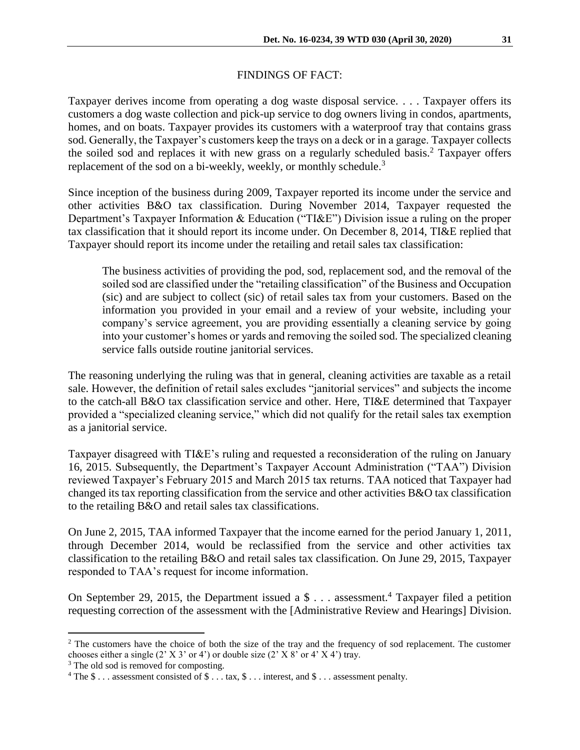## FINDINGS OF FACT:

Taxpayer derives income from operating a dog waste disposal service. . . . Taxpayer offers its customers a dog waste collection and pick-up service to dog owners living in condos, apartments, homes, and on boats. Taxpayer provides its customers with a waterproof tray that contains grass sod. Generally, the Taxpayer's customers keep the trays on a deck or in a garage. Taxpayer collects the soiled sod and replaces it with new grass on a regularly scheduled basis.[2] Taxpayer offers replacement of the sod on a bi-weekly, weekly, or monthly schedule.[3]

Since inception of the business during 2009, Taxpayer reported its income under the service and other activities B&O tax classification. During November 2014, Taxpayer requested the Department's Taxpayer Information & Education ("TI&E") Division issue a ruling on the proper tax classification that it should report its income under. On December 8, 2014, TI&E replied that Taxpayer should report its income under the retailing and retail sales tax classification:

> The business activities of providing the pod, sod, replacement sod, and the removal of the soiled sod are classified under the "retailing classification" of the Business and Occupation (sic) and are subject to collect (sic) of retail sales tax from your customers. Based on the information you provided in your email and a review of your website, including your company's service agreement, you are providing essentially a cleaning service by going into your customer's homes or yards and removing the soiled sod. The specialized cleaning service falls outside routine janitorial services.

The reasoning underlying the ruling was that in general, cleaning activities are taxable as a retail sale. However, the definition of retail sales excludes "janitorial services" and subjects the income to the catch-all B&O tax classification service and other. Here, TI&E determined that Taxpayer provided a "specialized cleaning service," which did not qualify for the retail sales tax exemption as a janitorial service.

Taxpayer disagreed with TI&E's ruling and requested a reconsideration of the ruling on January 16, 2015. Subsequently, the Department's Taxpayer Account Administration ("TAA") Division reviewed Taxpayer's February 2015 and March 2015 tax returns. TAA noticed that Taxpayer had changed its tax reporting classification from the service and other activities B&O tax classification to the retailing B&O and retail sales tax classifications.

On June 2, 2015, TAA informed Taxpayer that the income earned for the period January 1, 2011, through December 2014, would be reclassified from the service and other activities tax classification to the retailing B&O and retail sales tax classification. On June 29, 2015, Taxpayer responded to TAA's request for income information.

On September 29, 2015, the Department issued a $ . . . assessment.[4] Taxpayer filed a petition requesting correction of the assessment with the [Administrative Review and Hearings] Division.

---

[2] The customers have the choice of both the size of the tray and the frequency of sod replacement. The customer chooses either a single (2' X 3' or 4') or double size (2' X 8' or 4' X 4') tray.

[3] The old sod is removed for composting.

[4] The $ . . . assessment consisted of $ . . . tax, $ . . . interest, and $ . . . assessment penalty.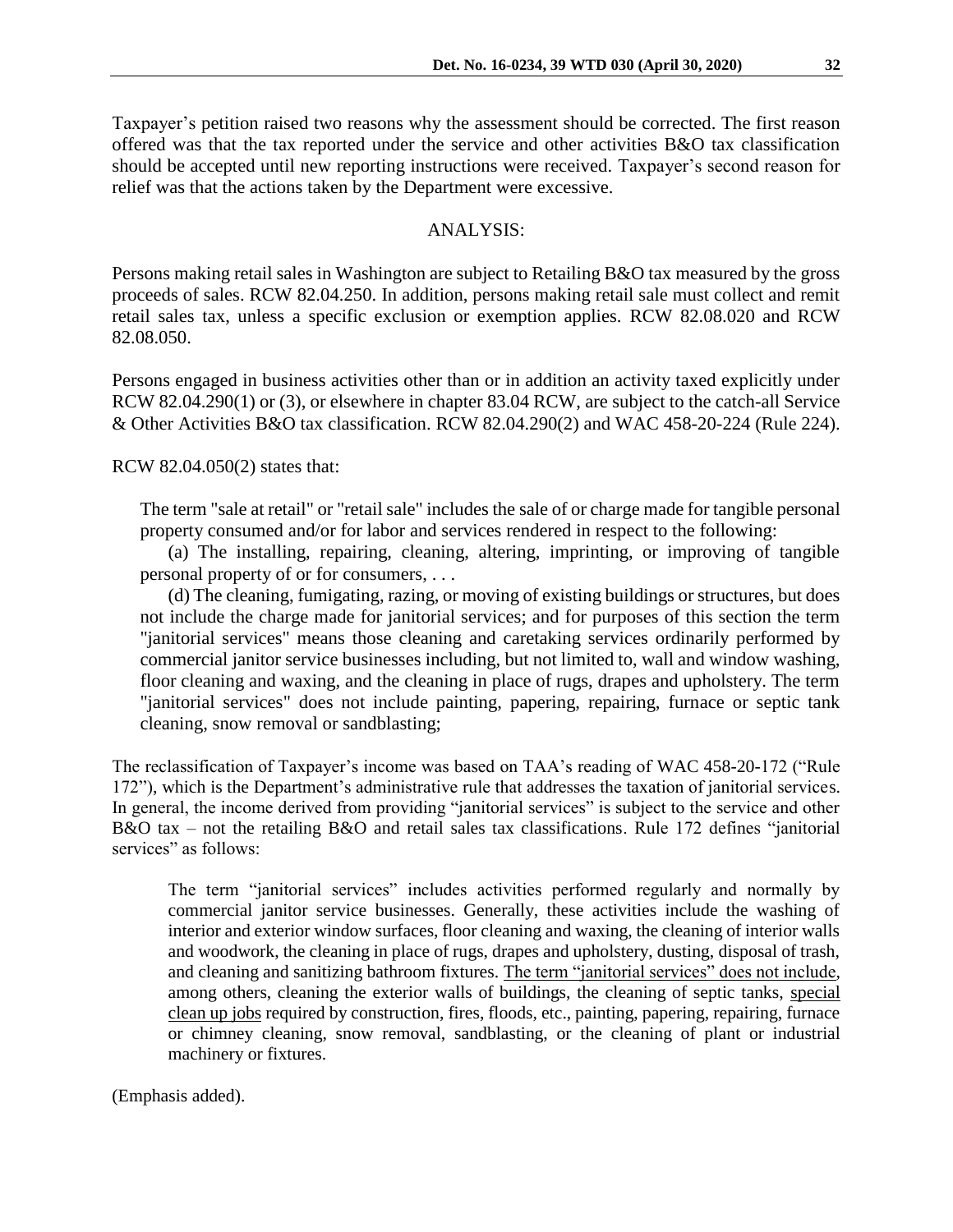Taxpayer's petition raised two reasons why the assessment should be corrected. The first reason offered was that the tax reported under the service and other activities B&O tax classification should be accepted until new reporting instructions were received. Taxpayer's second reason for relief was that the actions taken by the Department were excessive.

## ANALYSIS:

Persons making retail sales in Washington are subject to Retailing B&O tax measured by the gross proceeds of sales. RCW 82.04.250. In addition, persons making retail sale must collect and remit retail sales tax, unless a specific exclusion or exemption applies. RCW 82.08.020 and RCW 82.08.050.

Persons engaged in business activities other than or in addition an activity taxed explicitly under RCW 82.04.290(1) or (3), or elsewhere in chapter 83.04 RCW, are subject to the catch-all Service & Other Activities B&O tax classification. RCW 82.04.290(2) and WAC 458-20-224 (Rule 224).

RCW 82.04.050(2) states that:

> The term "sale at retail" or "retail sale" includes the sale of or charge made for tangible personal property consumed and/or for labor and services rendered in respect to the following:
>
> (a) The installing, repairing, cleaning, altering, imprinting, or improving of tangible personal property of or for consumers, . . .
>
> (d) The cleaning, fumigating, razing, or moving of existing buildings or structures, but does not include the charge made for janitorial services; and for purposes of this section the term "janitorial services" means those cleaning and caretaking services ordinarily performed by commercial janitor service businesses including, but not limited to, wall and window washing, floor cleaning and waxing, and the cleaning in place of rugs, drapes and upholstery. The term "janitorial services" does not include painting, papering, repairing, furnace or septic tank cleaning, snow removal or sandblasting;

The reclassification of Taxpayer's income was based on TAA's reading of WAC 458-20-172 ("Rule 172"), which is the Department's administrative rule that addresses the taxation of janitorial services. In general, the income derived from providing "janitorial services" is subject to the service and other B&O tax – not the retailing B&O and retail sales tax classifications. Rule 172 defines "janitorial services" as follows:

> The term "janitorial services" includes activities performed regularly and normally by commercial janitor service businesses. Generally, these activities include the washing of interior and exterior window surfaces, floor cleaning and waxing, the cleaning of interior walls and woodwork, the cleaning in place of rugs, drapes and upholstery, dusting, disposal of trash, and cleaning and sanitizing bathroom fixtures. <u>The term "janitorial services" does not include</u>, among others, cleaning the exterior walls of buildings, the cleaning of septic tanks, <u>special clean up jobs</u> required by construction, fires, floods, etc., painting, papering, repairing, furnace or chimney cleaning, snow removal, sandblasting, or the cleaning of plant or industrial machinery or fixtures.

(Emphasis added).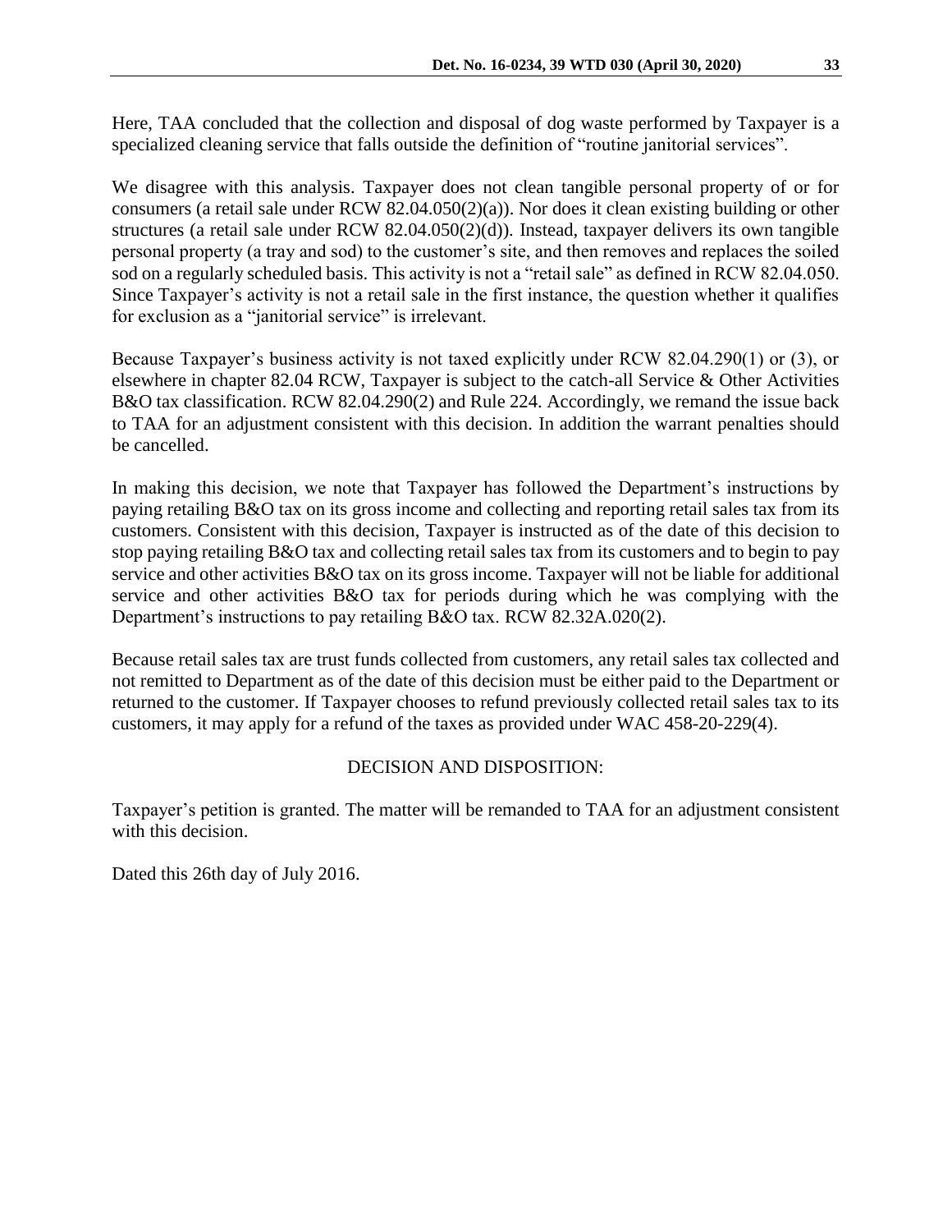Here, TAA concluded that the collection and disposal of dog waste performed by Taxpayer is a specialized cleaning service that falls outside the definition of "routine janitorial services".

We disagree with this analysis. Taxpayer does not clean tangible personal property of or for consumers (a retail sale under RCW 82.04.050(2)(a)). Nor does it clean existing building or other structures (a retail sale under RCW 82.04.050(2)(d)). Instead, taxpayer delivers its own tangible personal property (a tray and sod) to the customer's site, and then removes and replaces the soiled sod on a regularly scheduled basis. This activity is not a "retail sale" as defined in RCW 82.04.050. Since Taxpayer's activity is not a retail sale in the first instance, the question whether it qualifies for exclusion as a "janitorial service" is irrelevant.

Because Taxpayer's business activity is not taxed explicitly under RCW 82.04.290(1) or (3), or elsewhere in chapter 82.04 RCW, Taxpayer is subject to the catch-all Service & Other Activities B&O tax classification. RCW 82.04.290(2) and Rule 224. Accordingly, we remand the issue back to TAA for an adjustment consistent with this decision. In addition the warrant penalties should be cancelled.

In making this decision, we note that Taxpayer has followed the Department's instructions by paying retailing B&O tax on its gross income and collecting and reporting retail sales tax from its customers. Consistent with this decision, Taxpayer is instructed as of the date of this decision to stop paying retailing B&O tax and collecting retail sales tax from its customers and to begin to pay service and other activities B&O tax on its gross income. Taxpayer will not be liable for additional service and other activities B&O tax for periods during which he was complying with the Department's instructions to pay retailing B&O tax. RCW 82.32A.020(2).

Because retail sales tax are trust funds collected from customers, any retail sales tax collected and not remitted to Department as of the date of this decision must be either paid to the Department or returned to the customer. If Taxpayer chooses to refund previously collected retail sales tax to its customers, it may apply for a refund of the taxes as provided under WAC 458-20-229(4).

## DECISION AND DISPOSITION:

Taxpayer's petition is granted. The matter will be remanded to TAA for an adjustment consistent with this decision.

Dated this 26th day of July 2016.